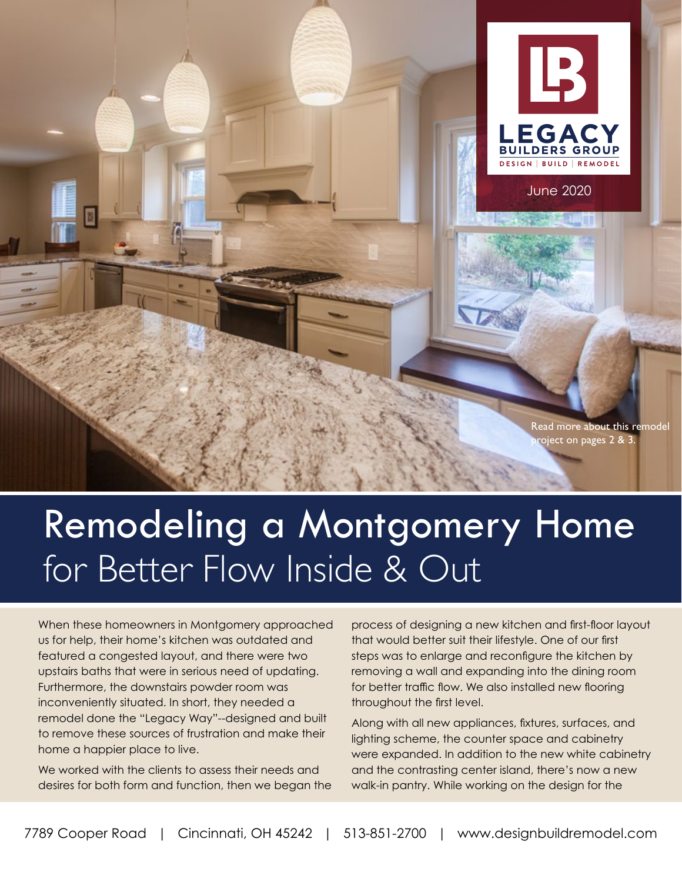LEGACY BUILDERS GROUP

DESIGN | BUILD | REMODEL

June 2020

Read more about this remodel project on pages 2 & 3.

# Remodeling a Montgomery Home for Better Flow Inside & Out

When these homeowners in Montgomery approached us for help, their home's kitchen was outdated and featured a congested layout, and there were two upstairs baths that were in serious need of updating. Furthermore, the downstairs powder room was inconveniently situated. In short, they needed a remodel done the "Legacy Way"--designed and built to remove these sources of frustration and make their home a happier place to live.

We worked with the clients to assess their needs and desires for both form and function, then we began the process of designing a new kitchen and first-floor layout that would better suit their lifestyle. One of our first steps was to enlarge and reconfigure the kitchen by removing a wall and expanding into the dining room for better traffic flow. We also installed new flooring throughout the first level.

Along with all new appliances, fixtures, surfaces, and lighting scheme, the counter space and cabinetry were expanded. In addition to the new white cabinetry and the contrasting center island, there's now a new walk-in pantry. While working on the design for the

7789 Cooper Road | Cincinnati, OH 45242 | 513-851-2700 | www.designbuildremodel.com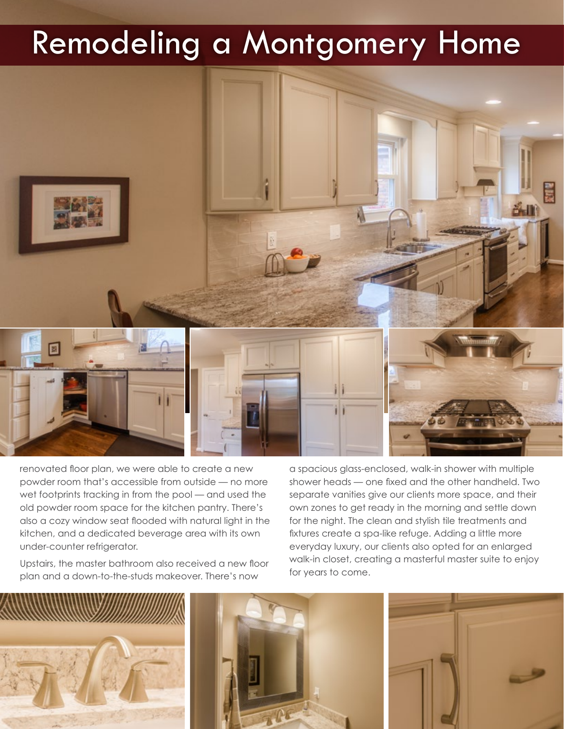# Remodeling a Montgomery Home

renovated floor plan, we were able to create a new powder room that's accessible from outside — no more wet footprints tracking in from the pool — and used the old powder room space for the kitchen pantry. There's also a cozy window seat flooded with natural light in the kitchen, and a dedicated beverage area with its own under-counter refrigerator.

Upstairs, the master bathroom also received a new floor plan and a down-to-the-studs makeover. There's now a spacious glass-enclosed, walk-in shower with multiple shower heads — one fixed and the other handheld. Two separate vanities give our clients more space, and their own zones to get ready in the morning and settle down for the night. The clean and stylish tile treatments and fixtures create a spa-like refuge. Adding a little more everyday luxury, our clients also opted for an enlarged walk-in closet, creating a masterful master suite to enjoy for years to come.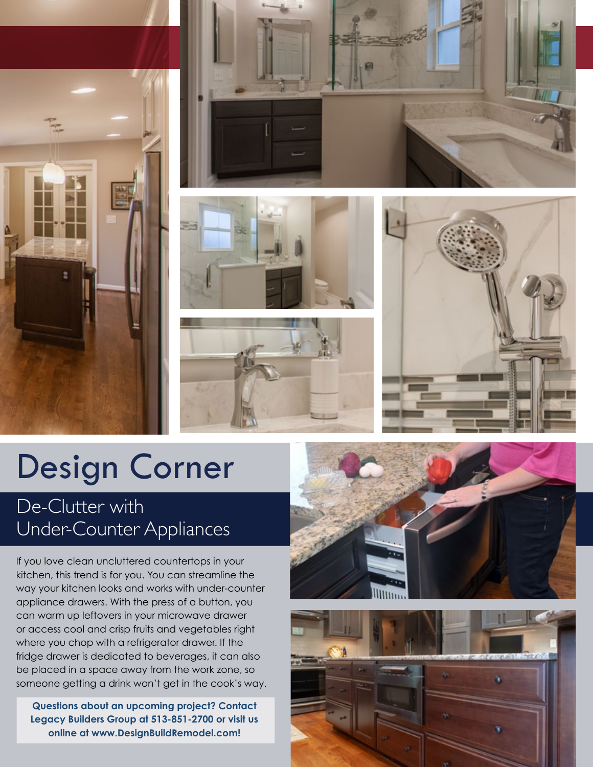# Design Corner

## De-Clutter with Under-Counter Appliances

If you love clean uncluttered countertops in your kitchen, this trend is for you. You can streamline the way your kitchen looks and works with under-counter appliance drawers. With the press of a button, you can warm up leftovers in your microwave drawer or access cool and crisp fruits and vegetables right where you chop with a refrigerator drawer. If the fridge drawer is dedicated to beverages, it can also be placed in a space away from the work zone, so someone getting a drink won't get in the cook's way.

**Questions about an upcoming project? Contact Legacy Builders Group at 513-851-2700 or visit us online at www.DesignBuildRemodel.com!**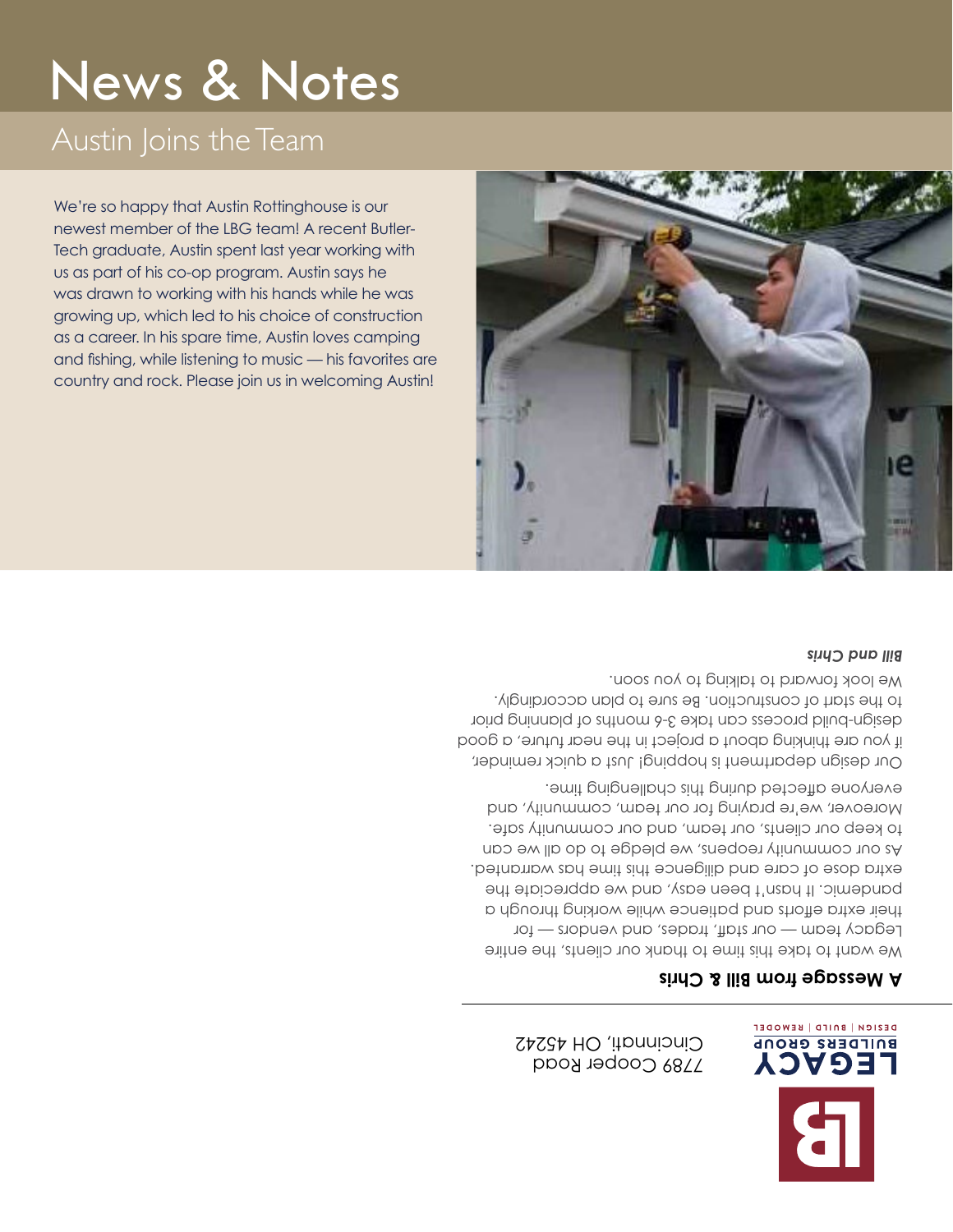# News & Notes

## Austin Joins the Team

We're so happy that Austin Rottinghouse is our newest member of the LBG team! A recent Butler-Tech graduate, Austin spent last year working with us as part of his co-op program. Austin says he was drawn to working with his hands while he was growing up, which led to his choice of construction as a career. In his spare time, Austin loves camping and fishing, while listening to music — his favorites are country and rock. Please join us in welcoming Austin!

### A Message from Bill & Chris

We want to take this time to thank our clients, the entire Legacy team — our staff, trades, and vendors — for their extra efforts and patience while working through a pandemic. It hasn't been easy, and we appreciate the extra dose of care and diligence this time has warranted. As our community reopens, we pledge to do all we can to keep our clients, our team, and our community safe. Moreover, we're praying for our team, community, and everyone affected during this challenging time.

Our design department is hopping! Just a quick reminder, if you are thinking about a project in the near future, a good design-build process can take 3-6 months of planning prior to the start of construction. Be sure to plan accordingly. We look forward to talking to you soon.

***Bill and Chris***

LEGACY BUILDERS GROUP
DESIGN | BUILD | REMODEL

7789 Cooper Road
Cincinnati, OH 45242